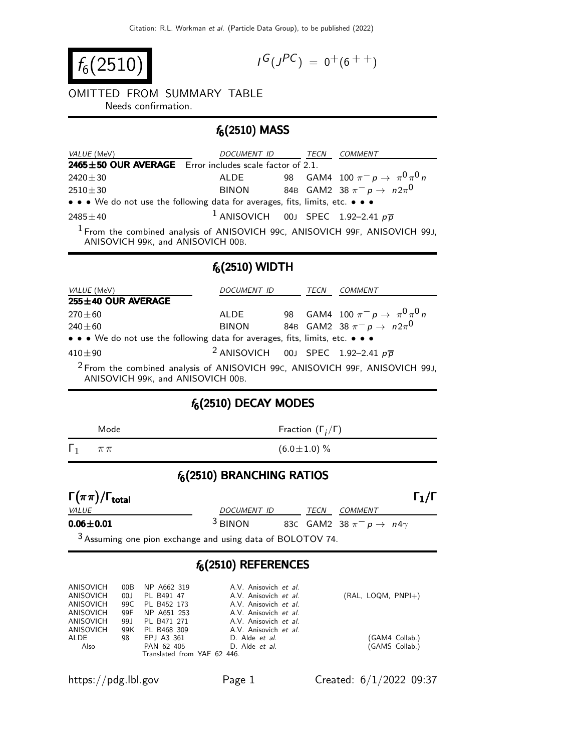# $f_6(2510)$

$I^G(J^{PC}) = 0^+(6^{++})$

OMITTED FROM SUMMARY TABLE

Needs confirmation.

## $f_6(2510)$ MASS

| VALUE (MeV) | DOCUMENT ID | | TECN | COMMENT |
|---|---|---|---|---|
| **2465±50 OUR AVERAGE** | Error includes scale factor of 2.1. | | | |
| 2420±30 | ALDE | 98 | GAM4 | 100 $\pi^- p \to \pi^0 \pi^0 n$ |
| 2510±30 | BINON | 84B | GAM2 | 38 $\pi^- p \to n 2\pi^0$ |
| • • • We do not use the following data for averages, fits, limits, etc. • • • | | | | |
| 2485±40 | [1] ANISOVICH | 00J | SPEC | 1.92–2.41 $p\overline{p}$ |

[1] From the combined analysis of ANISOVICH 99C, ANISOVICH 99F, ANISOVICH 99J, ANISOVICH 99K, and ANISOVICH 00B.

## $f_6(2510)$ WIDTH

| VALUE (MeV) | DOCUMENT ID | | TECN | COMMENT |
|---|---|---|---|---|
| **255±40 OUR AVERAGE** | | | | |
| 270±60 | ALDE | 98 | GAM4 | 100 $\pi^- p \to \pi^0 \pi^0 n$ |
| 240±60 | BINON | 84B | GAM2 | 38 $\pi^- p \to n 2\pi^0$ |
| • • • We do not use the following data for averages, fits, limits, etc. • • • | | | | |
| 410±90 | [2] ANISOVICH | 00J | SPEC | 1.92–2.41 $p\overline{p}$ |

[2] From the combined analysis of ANISOVICH 99C, ANISOVICH 99F, ANISOVICH 99J, ANISOVICH 99K, and ANISOVICH 00B.

## $f_6(2510)$ DECAY MODES

| | Mode | Fraction ($\Gamma_i/\Gamma$) |
|---|---|---|
| $\Gamma_1$ | $\pi\pi$ | $(6.0\pm1.0)$ % |

## $f_6(2510)$ BRANCHING RATIOS

### $\Gamma(\pi\pi)/\Gamma_{\text{total}}$ — $\Gamma_1/\Gamma$

| VALUE | DOCUMENT ID | | TECN | COMMENT |
|---|---|---|---|---|
| **0.06±0.01** | [3] BINON | 83C | GAM2 | 38 $\pi^- p \to n 4\gamma$ |

[3] Assuming one pion exchange and using data of BOLOTOV 74.

## $f_6(2510)$ REFERENCES

| | | | | |
|---|---|---|---|---|
| ANISOVICH | 00B | NP A662 319 | A.V. Anisovich *et al.* | |
| ANISOVICH | 00J | PL B491 47 | A.V. Anisovich *et al.* | (RAL, LOQM, PNPI+) |
| ANISOVICH | 99C | PL B452 173 | A.V. Anisovich *et al.* | |
| ANISOVICH | 99F | NP A651 253 | A.V. Anisovich *et al.* | |
| ANISOVICH | 99J | PL B471 271 | A.V. Anisovich *et al.* | |
| ANISOVICH | 99K | PL B468 309 | A.V. Anisovich *et al.* | |
| ALDE | 98 | EPJ A3 361 | D. Alde *et al.* | (GAM4 Collab.) |
| Also | | PAN 62 405 | D. Alde *et al.* | (GAMS Collab.) |
| | | Translated from YAF 62 446. | | |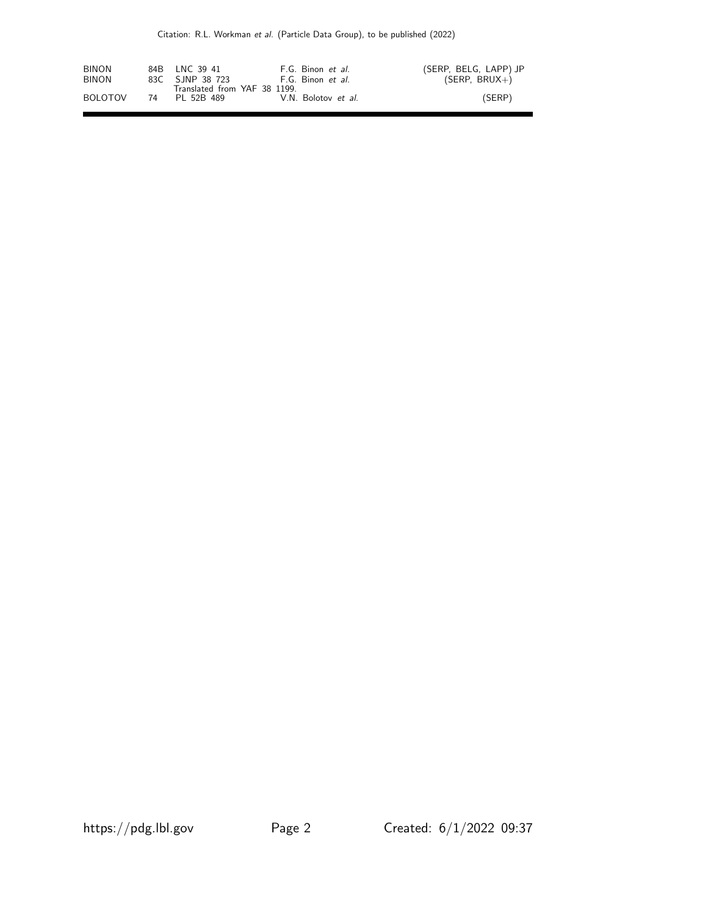| | | | | |
|---|---|---|---|---|
| BINON | 84B | LNC 39 41 | F.G. Binon *et al.* | (SERP, BELG, LAPP) JP |
| BINON | 83C | SJNP 38 723 | F.G. Binon *et al.* | (SERP, BRUX+) |
| | | Translated from YAF 38 1199. | | |
| BOLOTOV | 74 | PL 52B 489 | V.N. Bolotov *et al.* | (SERP) |